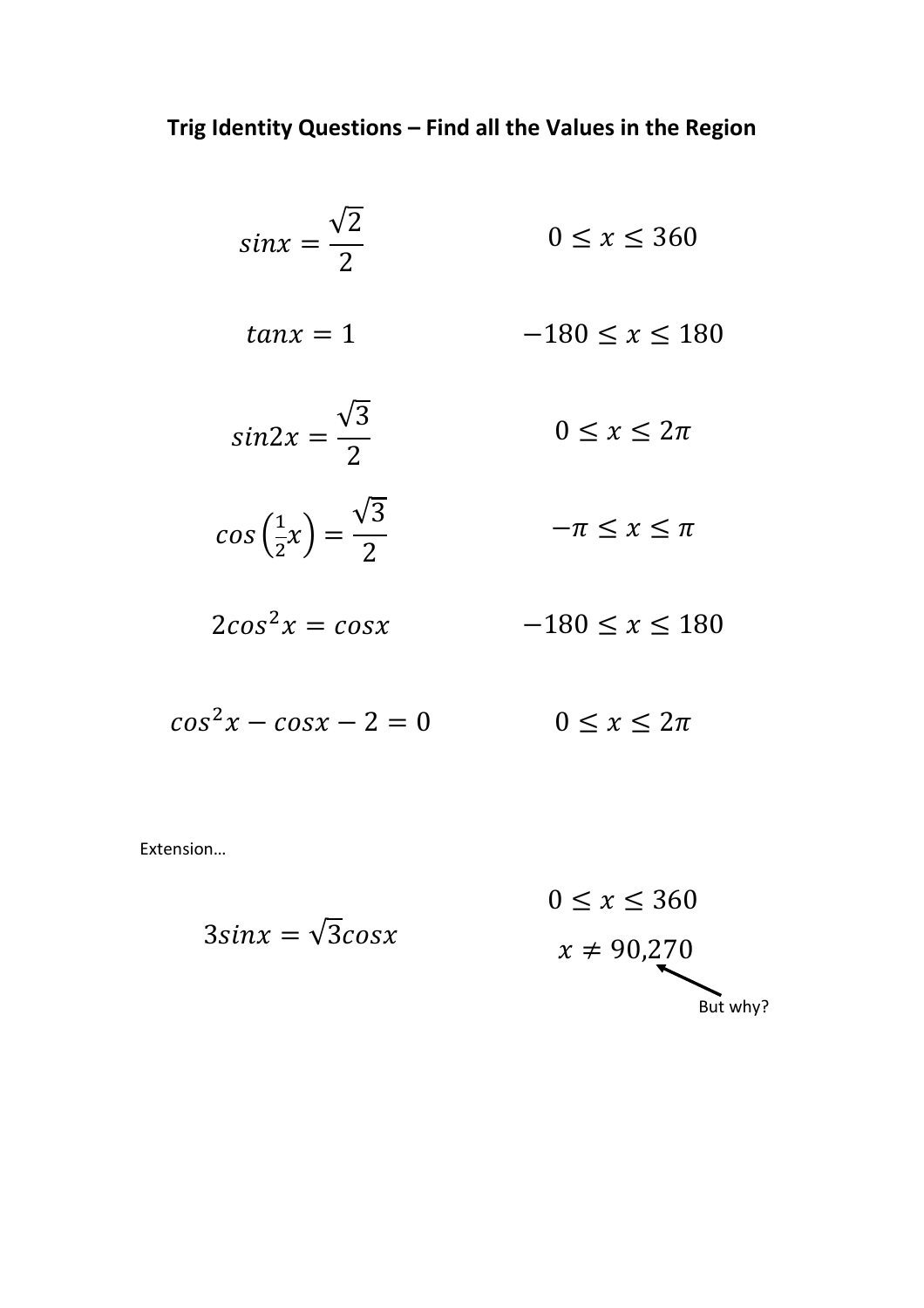**Trig Identity Questions – Find all the Values in the Region**

| | |
|---|---|
| $sinx = \frac{\sqrt{2}}{2}$ | $0 \leq x \leq 360$ |
| $tanx = 1$ | $-180 \leq x \leq 180$ |
| $sin2x = \frac{\sqrt{3}}{2}$ | $0 \leq x \leq 2\pi$ |
| $cos\left(\frac{1}{2}x\right) = \frac{\sqrt{3}}{2}$ | $-\pi \leq x \leq \pi$ |
| $2cos^2x = cosx$ | $-180 \leq x \leq 180$ |
| $cos^2x - cosx - 2 = 0$ | $0 \leq x \leq 2\pi$ |

Extension…

$$3sinx = \sqrt{3}cosx$$

$$0 \leq x \leq 360$$

$$x \neq 90,270$$

But why?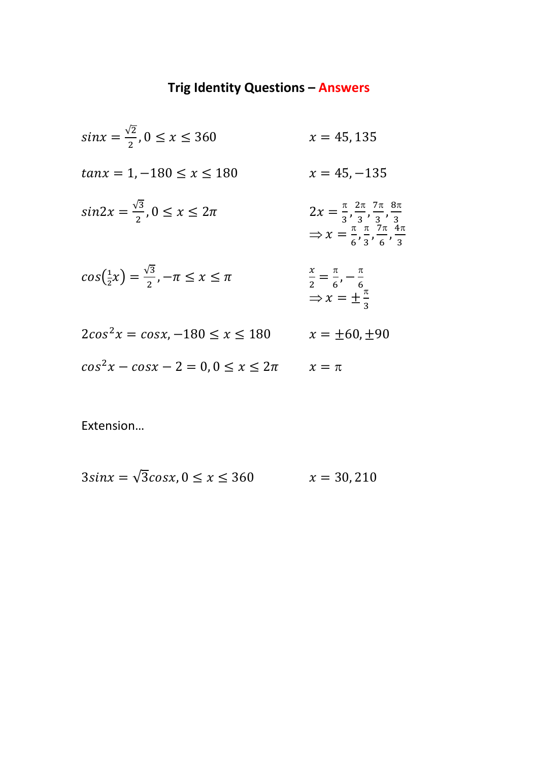# Trig Identity Questions – Answers

| | |
|---|---|
| $sinx = \frac{\sqrt{2}}{2}, 0 \leq x \leq 360$ | $x = 45, 135$ |
| $tanx = 1, -180 \leq x \leq 180$ | $x = 45, -135$ |
| $sin2x = \frac{\sqrt{3}}{2}, 0 \leq x \leq 2\pi$ | $2x = \frac{\pi}{3}, \frac{2\pi}{3}, \frac{7\pi}{3}, \frac{8\pi}{3}$ $\Rightarrow x = \frac{\pi}{6}, \frac{\pi}{3}, \frac{7\pi}{6}, \frac{4\pi}{3}$ |
| $cos\left(\frac{1}{2}x\right) = \frac{\sqrt{3}}{2}, -\pi \leq x \leq \pi$ | $\frac{x}{2} = \frac{\pi}{6}, -\frac{\pi}{6}$ $\Rightarrow x = \pm\frac{\pi}{3}$ |
| $2cos^2x = cosx, -180 \leq x \leq 180$ | $x = \pm 60, \pm 90$ |
| $cos^2x - cosx - 2 = 0, 0 \leq x \leq 2\pi$ | $x = \pi$ |

Extension…

| | |
|---|---|
| $3sinx = \sqrt{3}cosx, 0 \leq x \leq 360$ | $x = 30, 210$ |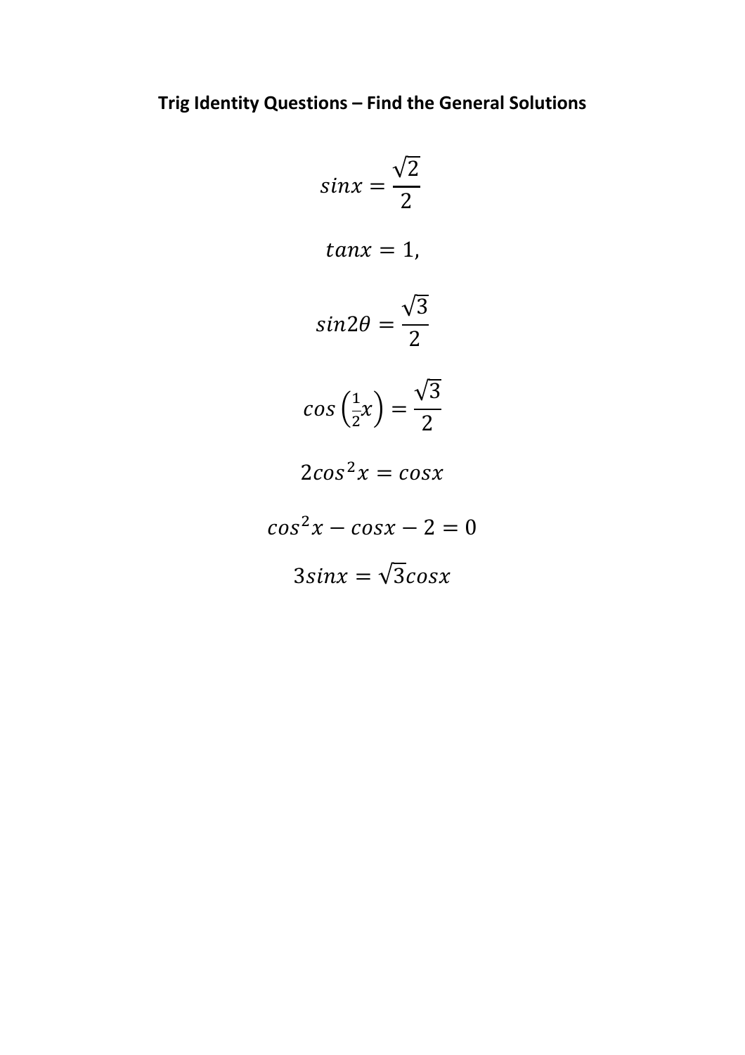**Trig Identity Questions – Find the General Solutions**

$$sinx = \frac{\sqrt{2}}{2}$$

$$tanx = 1,$$

$$sin2\theta = \frac{\sqrt{3}}{2}$$

$$cos\left(\frac{1}{2}x\right) = \frac{\sqrt{3}}{2}$$

$$2cos^2x = cosx$$

$$cos^2x - cosx - 2 = 0$$

$$3sinx = \sqrt{3}cosx$$